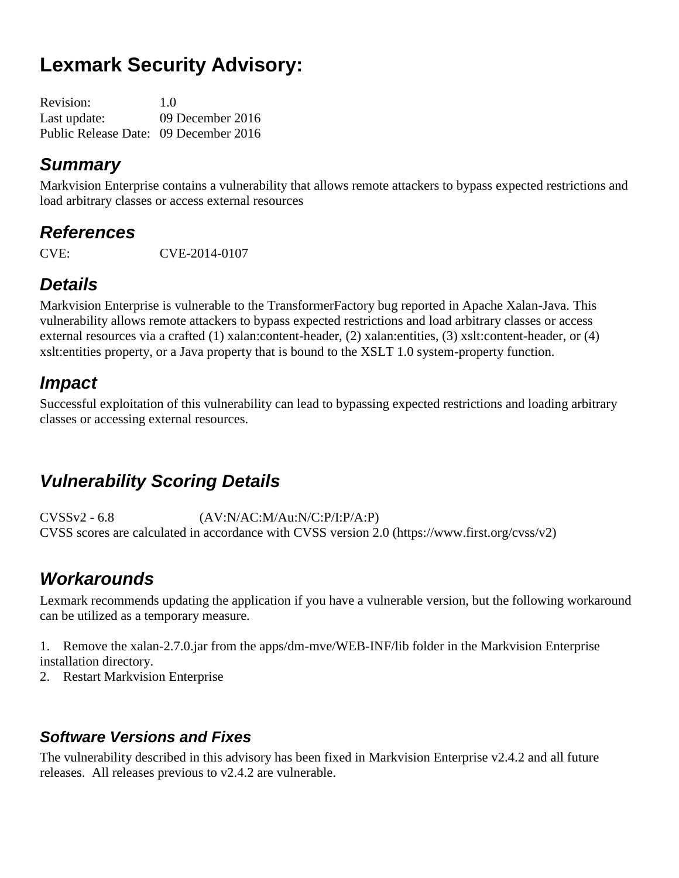# Lexmark Security Advisory:

Revision: 1.0
Last update: 09 December 2016
Public Release Date: 09 December 2016

## *Summary*

Markvision Enterprise contains a vulnerability that allows remote attackers to bypass expected restrictions and load arbitrary classes or access external resources

## *References*

CVE: CVE-2014-0107

## *Details*

Markvision Enterprise is vulnerable to the TransformerFactory bug reported in Apache Xalan-Java. This vulnerability allows remote attackers to bypass expected restrictions and load arbitrary classes or access external resources via a crafted (1) xalan:content-header, (2) xalan:entities, (3) xslt:content-header, or (4) xslt:entities property, or a Java property that is bound to the XSLT 1.0 system-property function.

## *Impact*

Successful exploitation of this vulnerability can lead to bypassing expected restrictions and loading arbitrary classes or accessing external resources.

## *Vulnerability Scoring Details*

CVSSv2 - 6.8 (AV:N/AC:M/Au:N/C:P/I:P/A:P)
CVSS scores are calculated in accordance with CVSS version 2.0 (https://www.first.org/cvss/v2)

## *Workarounds*

Lexmark recommends updating the application if you have a vulnerable version, but the following workaround can be utilized as a temporary measure.

1. Remove the xalan-2.7.0.jar from the apps/dm-mve/WEB-INF/lib folder in the Markvision Enterprise installation directory.
2. Restart Markvision Enterprise

### *Software Versions and Fixes*

The vulnerability described in this advisory has been fixed in Markvision Enterprise v2.4.2 and all future releases. All releases previous to v2.4.2 are vulnerable.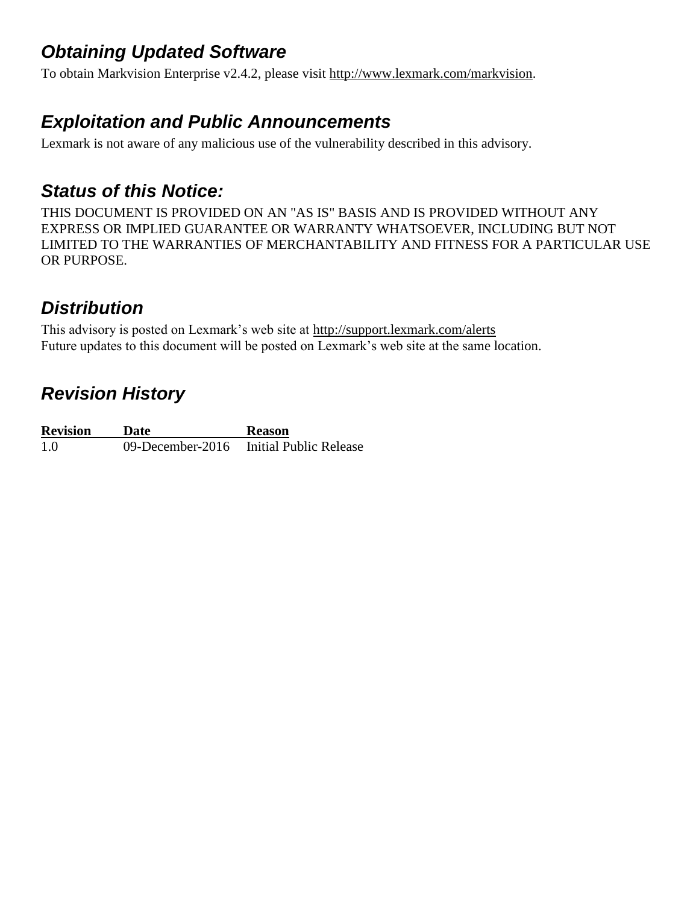## *Obtaining Updated Software*

To obtain Markvision Enterprise v2.4.2, please visit http://www.lexmark.com/markvision.

## *Exploitation and Public Announcements*

Lexmark is not aware of any malicious use of the vulnerability described in this advisory.

## *Status of this Notice:*

THIS DOCUMENT IS PROVIDED ON AN "AS IS" BASIS AND IS PROVIDED WITHOUT ANY EXPRESS OR IMPLIED GUARANTEE OR WARRANTY WHATSOEVER, INCLUDING BUT NOT LIMITED TO THE WARRANTIES OF MERCHANTABILITY AND FITNESS FOR A PARTICULAR USE OR PURPOSE.

## *Distribution*

This advisory is posted on Lexmark's web site at http://support.lexmark.com/alerts
Future updates to this document will be posted on Lexmark's web site at the same location.

## *Revision History*

| Revision | Date | Reason |
|---|---|---|
| 1.0 | 09-December-2016 | Initial Public Release |